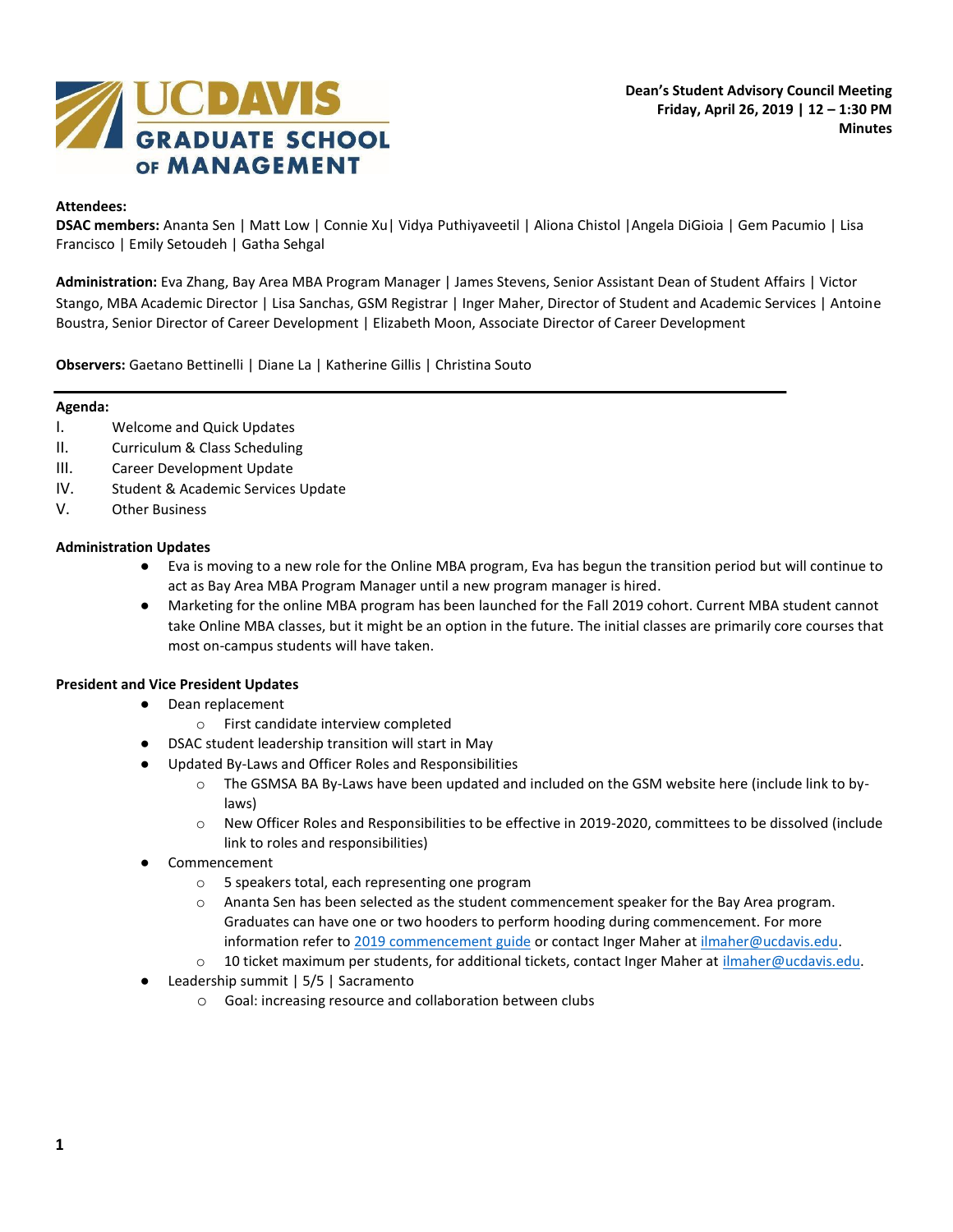**UC DAVIS GRADUATE SCHOOL OF MANAGEMENT**

**Dean's Student Advisory Council Meeting**
**Friday, April 26, 2019 | 12 – 1:30 PM**
**Minutes**

**Attendees:**
**DSAC members:** Ananta Sen | Matt Low | Connie Xu | Vidya Puthiyaveetil | Aliona Chistol | Angela DiGioia | Gem Pacumio | Lisa Francisco | Emily Setoudeh | Gatha Sehgal

**Administration:** Eva Zhang, Bay Area MBA Program Manager | James Stevens, Senior Assistant Dean of Student Affairs | Victor Stango, MBA Academic Director | Lisa Sanchas, GSM Registrar | Inger Maher, Director of Student and Academic Services | Antoine Boustra, Senior Director of Career Development | Elizabeth Moon, Associate Director of Career Development

**Observers:** Gaetano Bettinelli | Diane La | Katherine Gillis | Christina Souto

---

**Agenda:**

I. Welcome and Quick Updates
II. Curriculum & Class Scheduling
III. Career Development Update
IV. Student & Academic Services Update
V. Other Business

**Administration Updates**

- Eva is moving to a new role for the Online MBA program, Eva has begun the transition period but will continue to act as Bay Area MBA Program Manager until a new program manager is hired.
- Marketing for the online MBA program has been launched for the Fall 2019 cohort. Current MBA student cannot take Online MBA classes, but it might be an option in the future. The initial classes are primarily core courses that most on-campus students will have taken.

**President and Vice President Updates**

- Dean replacement
  - First candidate interview completed
- DSAC student leadership transition will start in May
- Updated By-Laws and Officer Roles and Responsibilities
  - The GSMSA BA By-Laws have been updated and included on the GSM website here (include link to by-laws)
  - New Officer Roles and Responsibilities to be effective in 2019-2020, committees to be dissolved (include link to roles and responsibilities)
- Commencement
  - 5 speakers total, each representing one program
  - Ananta Sen has been selected as the student commencement speaker for the Bay Area program. Graduates can have one or two hooders to perform hooding during commencement. For more information refer to 2019 commencement guide or contact Inger Maher at ilmaher@ucdavis.edu.
  - 10 ticket maximum per students, for additional tickets, contact Inger Maher at ilmaher@ucdavis.edu.
- Leadership summit | 5/5 | Sacramento
  - Goal: increasing resource and collaboration between clubs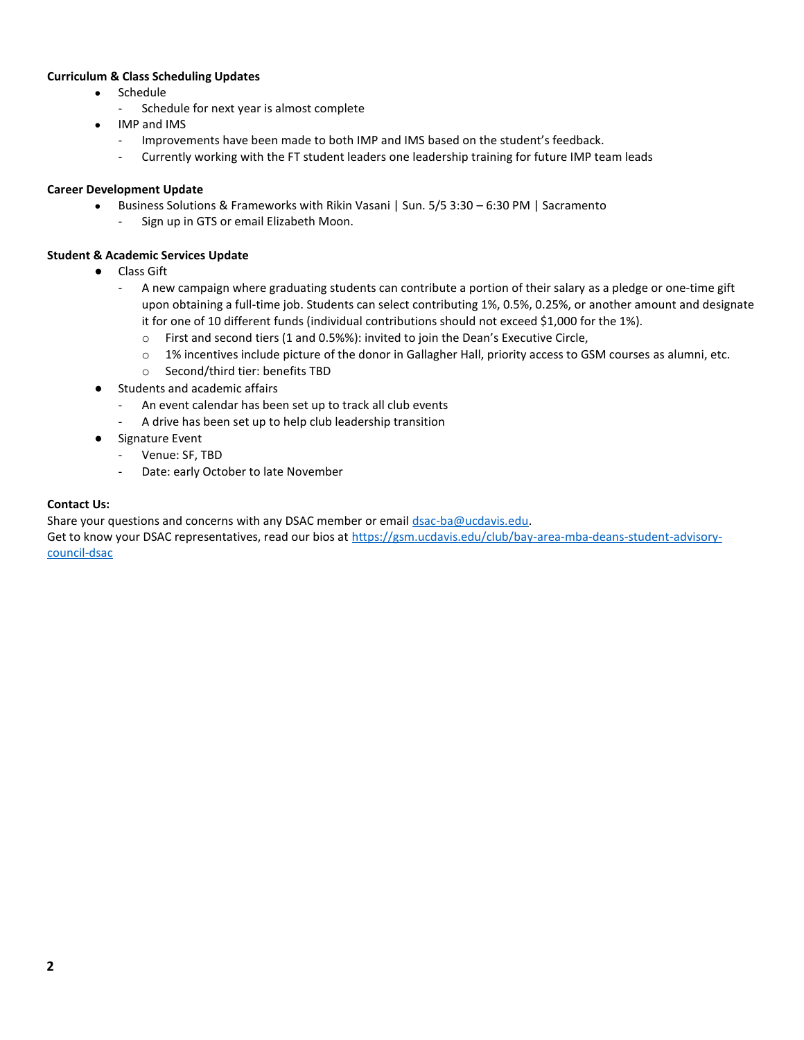**Curriculum & Class Scheduling Updates**

- Schedule
  - Schedule for next year is almost complete
- IMP and IMS
  - Improvements have been made to both IMP and IMS based on the student's feedback.
  - Currently working with the FT student leaders one leadership training for future IMP team leads

**Career Development Update**

- Business Solutions & Frameworks with Rikin Vasani | Sun. 5/5 3:30 – 6:30 PM | Sacramento
  - Sign up in GTS or email Elizabeth Moon.

**Student & Academic Services Update**

- Class Gift
  - A new campaign where graduating students can contribute a portion of their salary as a pledge or one-time gift upon obtaining a full-time job. Students can select contributing 1%, 0.5%, 0.25%, or another amount and designate it for one of 10 different funds (individual contributions should not exceed $1,000 for the 1%).
    - First and second tiers (1 and 0.5%%): invited to join the Dean's Executive Circle,
    - 1% incentives include picture of the donor in Gallagher Hall, priority access to GSM courses as alumni, etc.
    - Second/third tier: benefits TBD
- Students and academic affairs
  - An event calendar has been set up to track all club events
  - A drive has been set up to help club leadership transition
- Signature Event
  - Venue: SF, TBD
  - Date: early October to late November

**Contact Us:**

Share your questions and concerns with any DSAC member or email dsac-ba@ucdavis.edu.
Get to know your DSAC representatives, read our bios at https://gsm.ucdavis.edu/club/bay-area-mba-deans-student-advisory-council-dsac